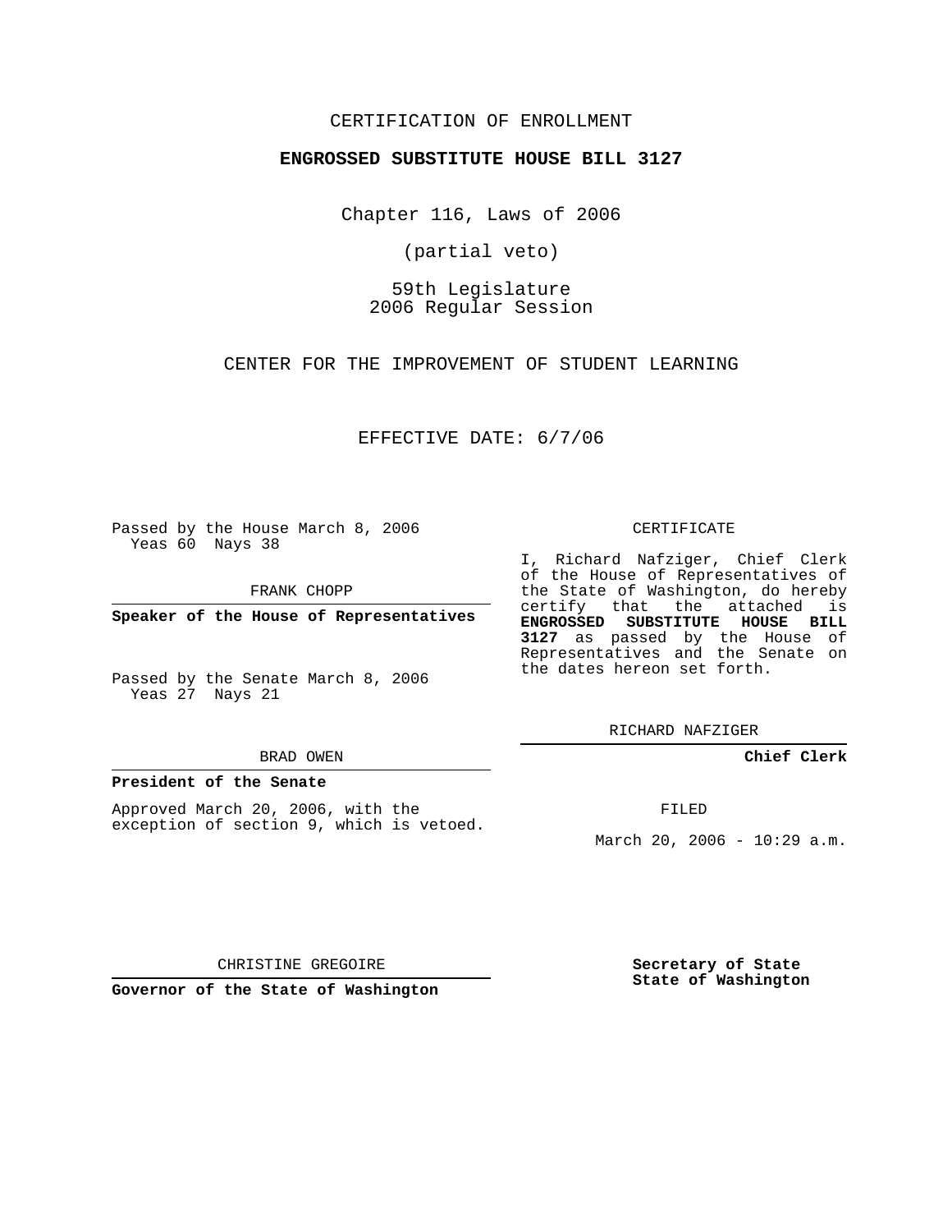CERTIFICATION OF ENROLLMENT

**ENGROSSED SUBSTITUTE HOUSE BILL 3127**

Chapter 116, Laws of 2006

(partial veto)

59th Legislature
2006 Regular Session

CENTER FOR THE IMPROVEMENT OF STUDENT LEARNING

EFFECTIVE DATE: 6/7/06

Passed by the House March 8, 2006
Yeas 60 Nays 38

FRANK CHOPP

**Speaker of the House of Representatives**

Passed by the Senate March 8, 2006
Yeas 27 Nays 21

BRAD OWEN

**President of the Senate**

Approved March 20, 2006, with the exception of section 9, which is vetoed.

CHRISTINE GREGOIRE

**Governor of the State of Washington**

CERTIFICATE

I, Richard Nafziger, Chief Clerk of the House of Representatives of the State of Washington, do hereby certify that the attached is **ENGROSSED SUBSTITUTE HOUSE BILL 3127** as passed by the House of Representatives and the Senate on the dates hereon set forth.

RICHARD NAFZIGER

**Chief Clerk**

FILED

March 20, 2006 - 10:29 a.m.

**Secretary of State**
**State of Washington**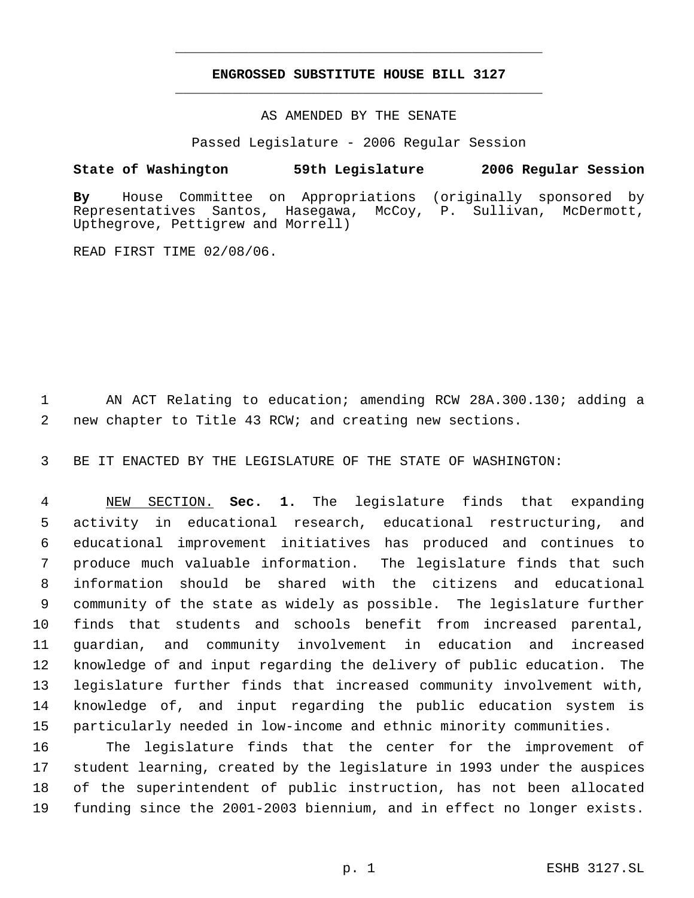# ENGROSSED SUBSTITUTE HOUSE BILL 3127

AS AMENDED BY THE SENATE

Passed Legislature - 2006 Regular Session

**State of Washington 59th Legislature 2006 Regular Session**

**By** House Committee on Appropriations (originally sponsored by Representatives Santos, Hasegawa, McCoy, P. Sullivan, McDermott, Upthegrove, Pettigrew and Morrell)

READ FIRST TIME 02/08/06.

AN ACT Relating to education; amending RCW 28A.300.130; adding a new chapter to Title 43 RCW; and creating new sections.

BE IT ENACTED BY THE LEGISLATURE OF THE STATE OF WASHINGTON:

NEW SECTION. **Sec. 1.** The legislature finds that expanding activity in educational research, educational restructuring, and educational improvement initiatives has produced and continues to produce much valuable information. The legislature finds that such information should be shared with the citizens and educational community of the state as widely as possible. The legislature further finds that students and schools benefit from increased parental, guardian, and community involvement in education and increased knowledge of and input regarding the delivery of public education. The legislature further finds that increased community involvement with, knowledge of, and input regarding the public education system is particularly needed in low-income and ethnic minority communities.

The legislature finds that the center for the improvement of student learning, created by the legislature in 1993 under the auspices of the superintendent of public instruction, has not been allocated funding since the 2001-2003 biennium, and in effect no longer exists.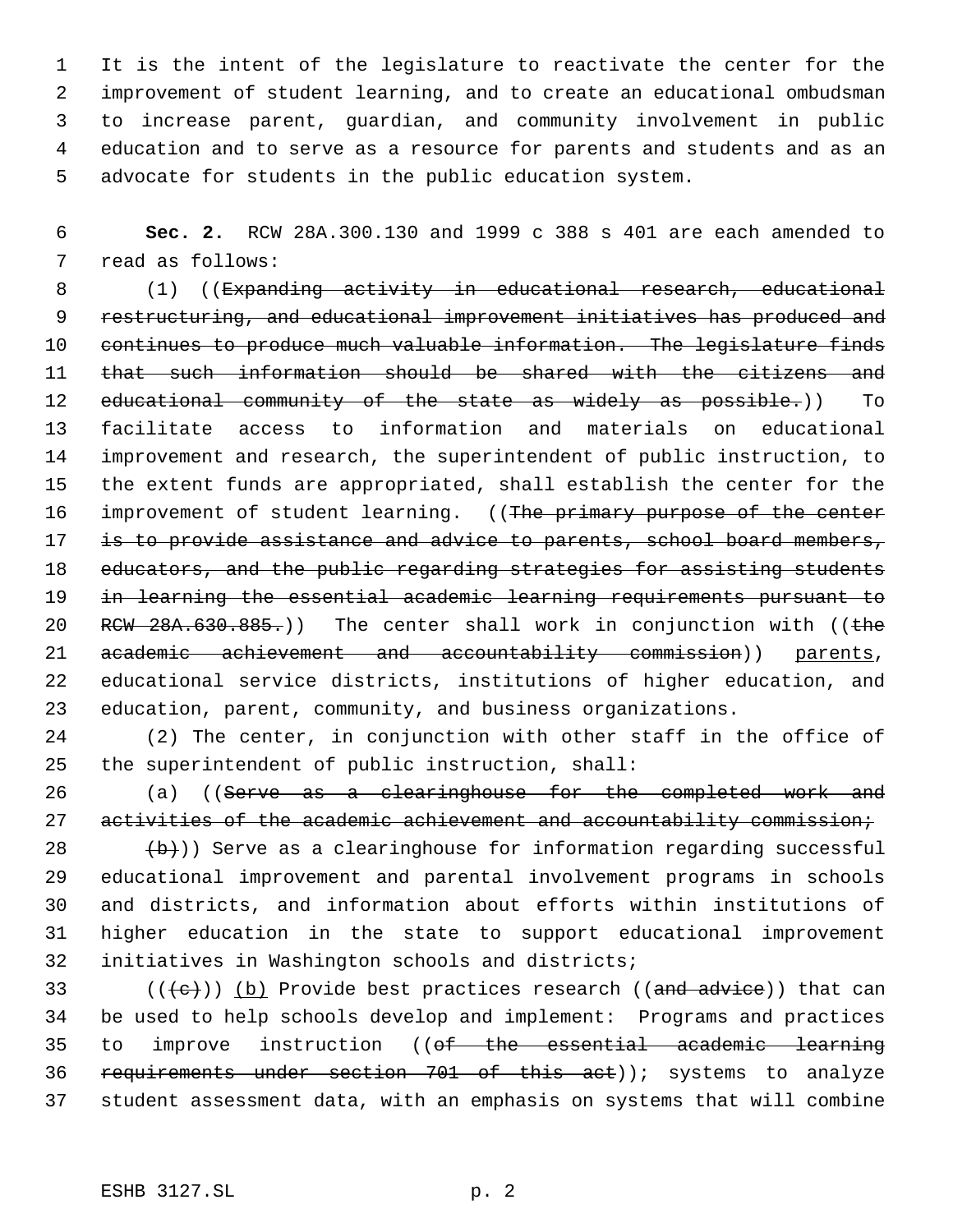It is the intent of the legislature to reactivate the center for the improvement of student learning, and to create an educational ombudsman to increase parent, guardian, and community involvement in public education and to serve as a resource for parents and students and as an advocate for students in the public education system.

**Sec. 2.** RCW 28A.300.130 and 1999 c 388 s 401 are each amended to read as follows:

(1) ((~~Expanding activity in educational research, educational restructuring, and educational improvement initiatives has produced and continues to produce much valuable information. The legislature finds that such information should be shared with the citizens and educational community of the state as widely as possible.~~)) To facilitate access to information and materials on educational improvement and research, the superintendent of public instruction, to the extent funds are appropriated, shall establish the center for the improvement of student learning. ((~~The primary purpose of the center is to provide assistance and advice to parents, school board members, educators, and the public regarding strategies for assisting students in learning the essential academic learning requirements pursuant to RCW 28A.630.885.~~)) The center shall work in conjunction with ((~~the academic achievement and accountability commission~~)) <u>parents</u>, educational service districts, institutions of higher education, and education, parent, community, and business organizations.

(2) The center, in conjunction with other staff in the office of the superintendent of public instruction, shall:

(a) ((~~Serve as a clearinghouse for the completed work and activities of the academic achievement and accountability commission;~~

~~(b)~~)) Serve as a clearinghouse for information regarding successful educational improvement and parental involvement programs in schools and districts, and information about efforts within institutions of higher education in the state to support educational improvement initiatives in Washington schools and districts;

((~~(c)~~)) <u>(b)</u> Provide best practices research ((~~and advice~~)) that can be used to help schools develop and implement: Programs and practices to improve instruction ((~~of the essential academic learning requirements under section 701 of this act~~)); systems to analyze student assessment data, with an emphasis on systems that will combine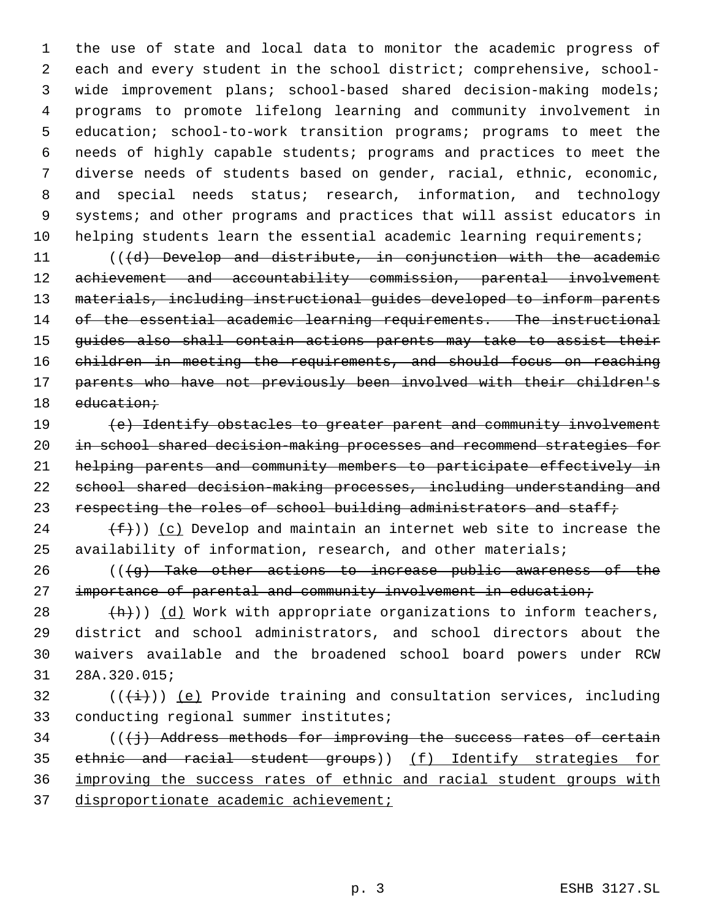the use of state and local data to monitor the academic progress of each and every student in the school district; comprehensive, school-wide improvement plans; school-based shared decision-making models; programs to promote lifelong learning and community involvement in education; school-to-work transition programs; programs to meet the needs of highly capable students; programs and practices to meet the diverse needs of students based on gender, racial, ethnic, economic, and special needs status; research, information, and technology systems; and other programs and practices that will assist educators in helping students learn the essential academic learning requirements;

((~~(d) Develop and distribute, in conjunction with the academic achievement and accountability commission, parental involvement materials, including instructional guides developed to inform parents of the essential academic learning requirements. The instructional guides also shall contain actions parents may take to assist their children in meeting the requirements, and should focus on reaching parents who have not previously been involved with their children's education;~~

~~(e) Identify obstacles to greater parent and community involvement in school shared decision-making processes and recommend strategies for helping parents and community members to participate effectively in school shared decision-making processes, including understanding and respecting the roles of school building administrators and staff;~~

~~(f)~~)) <u>(c)</u> Develop and maintain an internet web site to increase the availability of information, research, and other materials;

((~~(g) Take other actions to increase public awareness of the importance of parental and community involvement in education;~~

~~(h)~~)) <u>(d)</u> Work with appropriate organizations to inform teachers, district and school administrators, and school directors about the waivers available and the broadened school board powers under RCW 28A.320.015;

((~~(i)~~)) <u>(e)</u> Provide training and consultation services, including conducting regional summer institutes;

((~~(j) Address methods for improving the success rates of certain ethnic and racial student groups~~)) <u>(f) Identify strategies for improving the success rates of ethnic and racial student groups with disproportionate academic achievement;</u>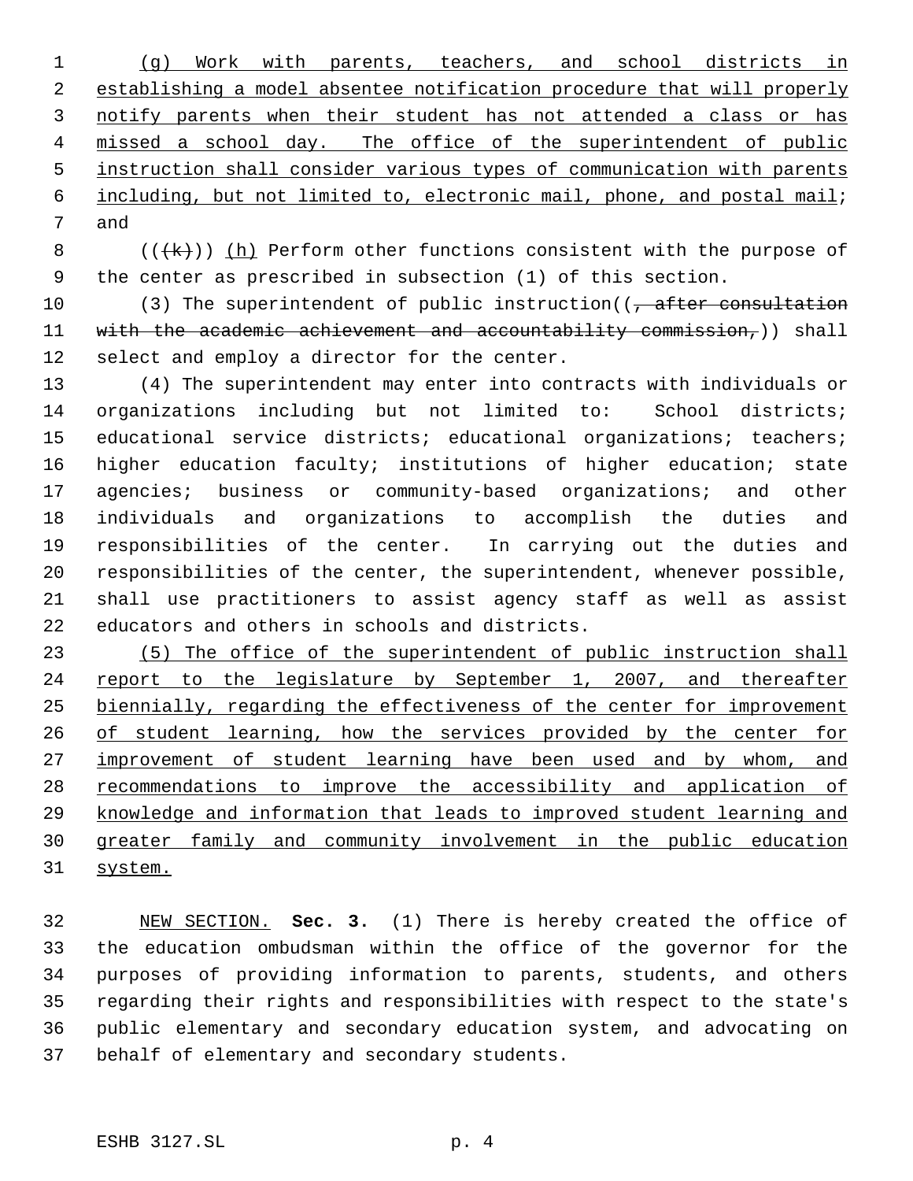(g) Work with parents, teachers, and school districts in establishing a model absentee notification procedure that will properly notify parents when their student has not attended a class or has missed a school day. The office of the superintendent of public instruction shall consider various types of communication with parents including, but not limited to, electronic mail, phone, and postal mail; and

(((k))) (h) Perform other functions consistent with the purpose of the center as prescribed in subsection (1) of this section.

(3) The superintendent of public instruction((, after consultation with the academic achievement and accountability commission,)) shall select and employ a director for the center.

(4) The superintendent may enter into contracts with individuals or organizations including but not limited to: School districts; educational service districts; educational organizations; teachers; higher education faculty; institutions of higher education; state agencies; business or community-based organizations; and other individuals and organizations to accomplish the duties and responsibilities of the center. In carrying out the duties and responsibilities of the center, the superintendent, whenever possible, shall use practitioners to assist agency staff as well as assist educators and others in schools and districts.

(5) The office of the superintendent of public instruction shall report to the legislature by September 1, 2007, and thereafter biennially, regarding the effectiveness of the center for improvement of student learning, how the services provided by the center for improvement of student learning have been used and by whom, and recommendations to improve the accessibility and application of knowledge and information that leads to improved student learning and greater family and community involvement in the public education system.

NEW SECTION. **Sec. 3.** (1) There is hereby created the office of the education ombudsman within the office of the governor for the purposes of providing information to parents, students, and others regarding their rights and responsibilities with respect to the state's public elementary and secondary education system, and advocating on behalf of elementary and secondary students.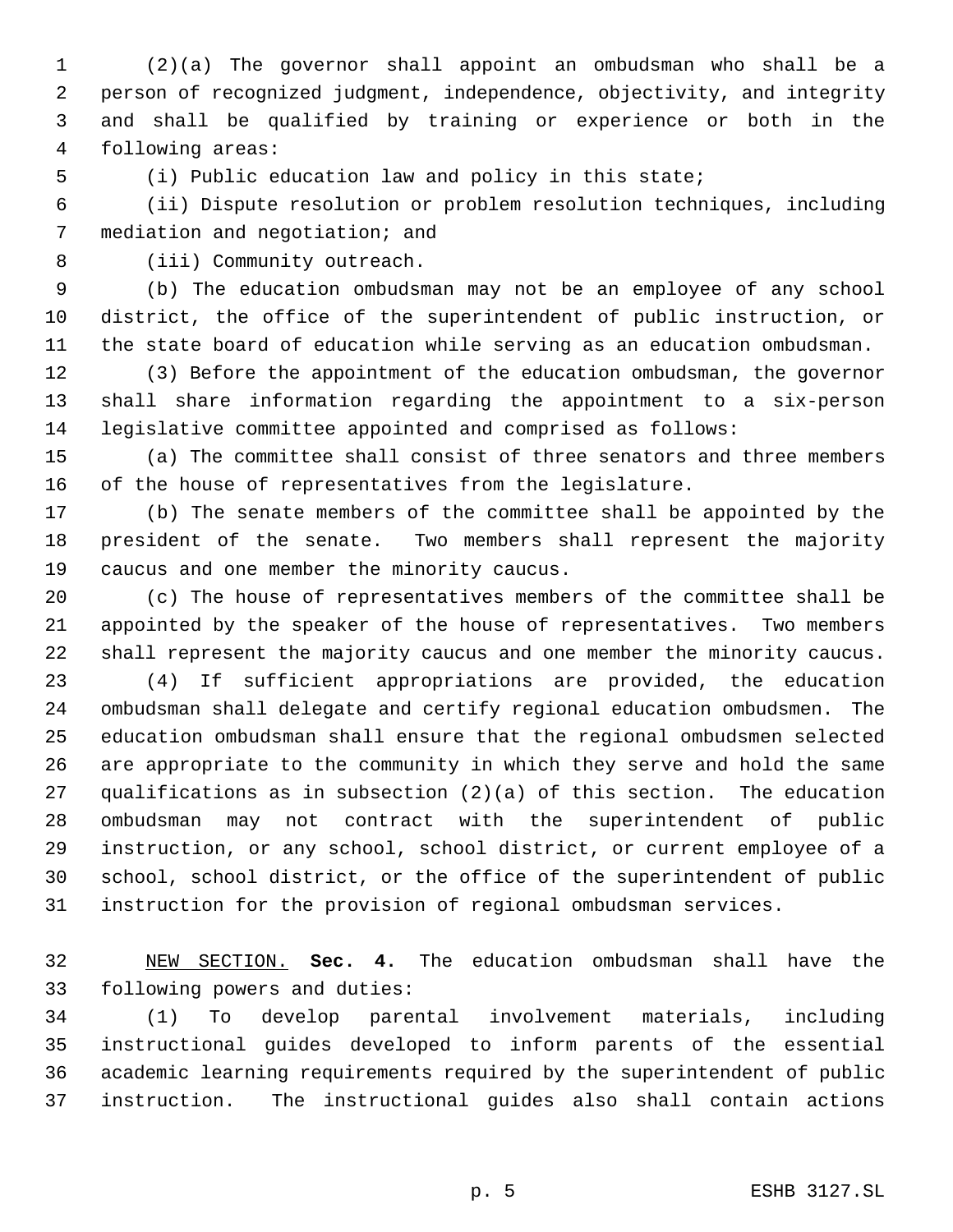(2)(a) The governor shall appoint an ombudsman who shall be a person of recognized judgment, independence, objectivity, and integrity and shall be qualified by training or experience or both in the following areas:

(i) Public education law and policy in this state;

(ii) Dispute resolution or problem resolution techniques, including mediation and negotiation; and

(iii) Community outreach.

(b) The education ombudsman may not be an employee of any school district, the office of the superintendent of public instruction, or the state board of education while serving as an education ombudsman.

(3) Before the appointment of the education ombudsman, the governor shall share information regarding the appointment to a six-person legislative committee appointed and comprised as follows:

(a) The committee shall consist of three senators and three members of the house of representatives from the legislature.

(b) The senate members of the committee shall be appointed by the president of the senate. Two members shall represent the majority caucus and one member the minority caucus.

(c) The house of representatives members of the committee shall be appointed by the speaker of the house of representatives. Two members shall represent the majority caucus and one member the minority caucus.

(4) If sufficient appropriations are provided, the education ombudsman shall delegate and certify regional education ombudsmen. The education ombudsman shall ensure that the regional ombudsmen selected are appropriate to the community in which they serve and hold the same qualifications as in subsection (2)(a) of this section. The education ombudsman may not contract with the superintendent of public instruction, or any school, school district, or current employee of a school, school district, or the office of the superintendent of public instruction for the provision of regional ombudsman services.

NEW SECTION. **Sec. 4.** The education ombudsman shall have the following powers and duties:

(1) To develop parental involvement materials, including instructional guides developed to inform parents of the essential academic learning requirements required by the superintendent of public instruction. The instructional guides also shall contain actions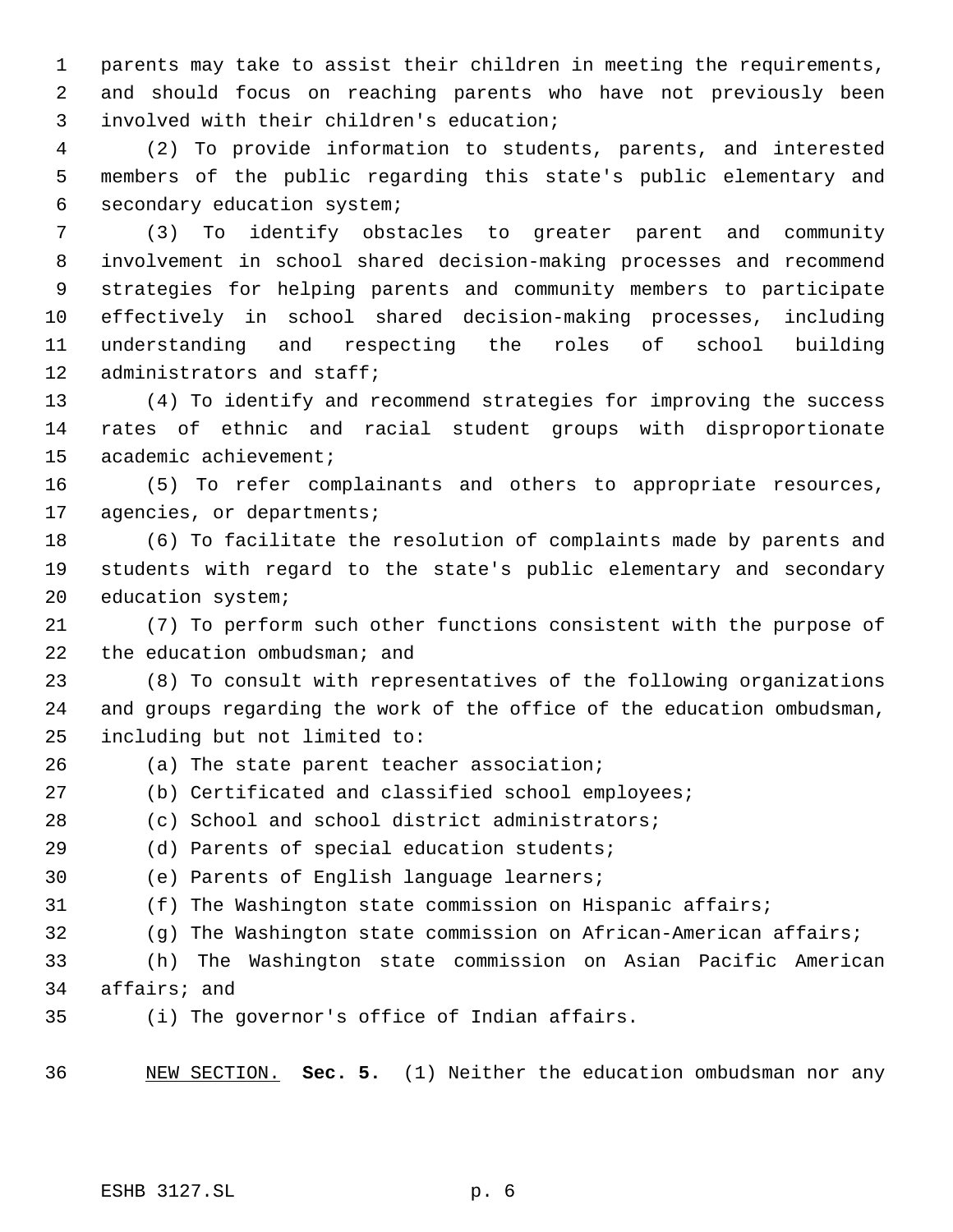parents may take to assist their children in meeting the requirements, and should focus on reaching parents who have not previously been involved with their children's education;

(2) To provide information to students, parents, and interested members of the public regarding this state's public elementary and secondary education system;

(3) To identify obstacles to greater parent and community involvement in school shared decision-making processes and recommend strategies for helping parents and community members to participate effectively in school shared decision-making processes, including understanding and respecting the roles of school building administrators and staff;

(4) To identify and recommend strategies for improving the success rates of ethnic and racial student groups with disproportionate academic achievement;

(5) To refer complainants and others to appropriate resources, agencies, or departments;

(6) To facilitate the resolution of complaints made by parents and students with regard to the state's public elementary and secondary education system;

(7) To perform such other functions consistent with the purpose of the education ombudsman; and

(8) To consult with representatives of the following organizations and groups regarding the work of the office of the education ombudsman, including but not limited to:

(a) The state parent teacher association;

(b) Certificated and classified school employees;

(c) School and school district administrators;

(d) Parents of special education students;

(e) Parents of English language learners;

(f) The Washington state commission on Hispanic affairs;

(g) The Washington state commission on African-American affairs;

(h) The Washington state commission on Asian Pacific American affairs; and

(i) The governor's office of Indian affairs.

NEW SECTION. **Sec. 5.** (1) Neither the education ombudsman nor any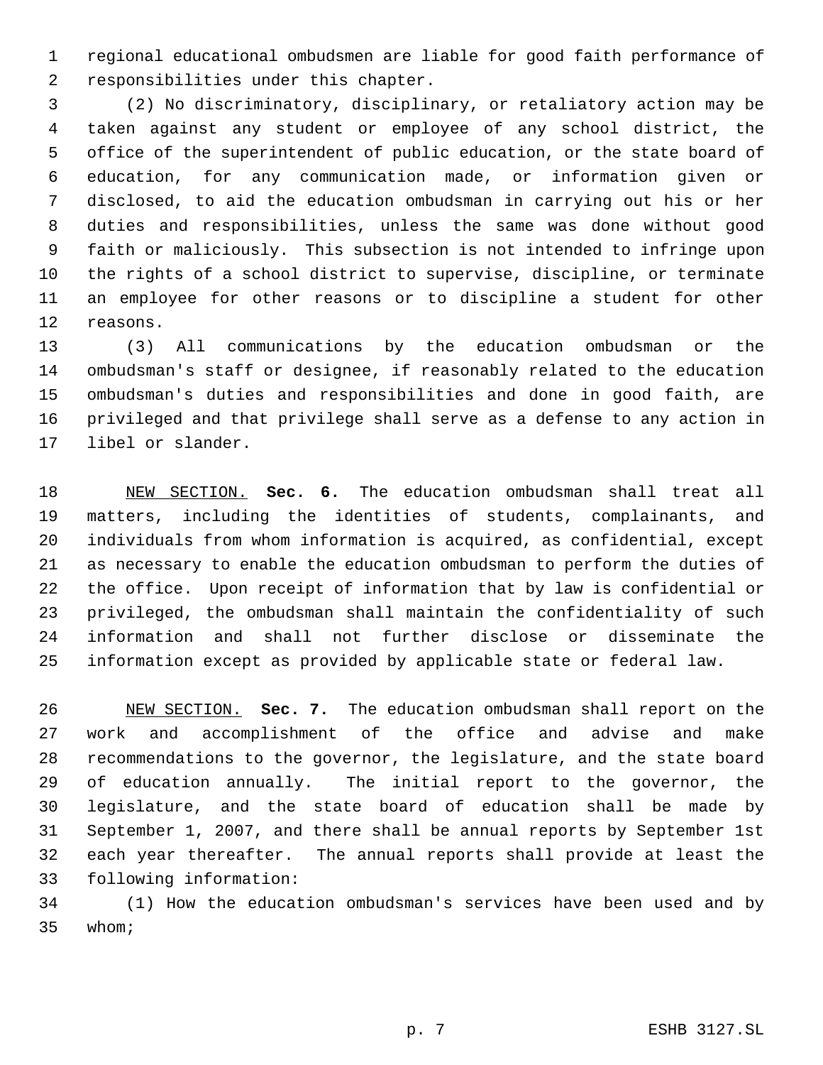regional educational ombudsmen are liable for good faith performance of responsibilities under this chapter.

(2) No discriminatory, disciplinary, or retaliatory action may be taken against any student or employee of any school district, the office of the superintendent of public education, or the state board of education, for any communication made, or information given or disclosed, to aid the education ombudsman in carrying out his or her duties and responsibilities, unless the same was done without good faith or maliciously. This subsection is not intended to infringe upon the rights of a school district to supervise, discipline, or terminate an employee for other reasons or to discipline a student for other reasons.

(3) All communications by the education ombudsman or the ombudsman's staff or designee, if reasonably related to the education ombudsman's duties and responsibilities and done in good faith, are privileged and that privilege shall serve as a defense to any action in libel or slander.

NEW SECTION. **Sec. 6.** The education ombudsman shall treat all matters, including the identities of students, complainants, and individuals from whom information is acquired, as confidential, except as necessary to enable the education ombudsman to perform the duties of the office. Upon receipt of information that by law is confidential or privileged, the ombudsman shall maintain the confidentiality of such information and shall not further disclose or disseminate the information except as provided by applicable state or federal law.

NEW SECTION. **Sec. 7.** The education ombudsman shall report on the work and accomplishment of the office and advise and make recommendations to the governor, the legislature, and the state board of education annually. The initial report to the governor, the legislature, and the state board of education shall be made by September 1, 2007, and there shall be annual reports by September 1st each year thereafter. The annual reports shall provide at least the following information:

(1) How the education ombudsman's services have been used and by whom;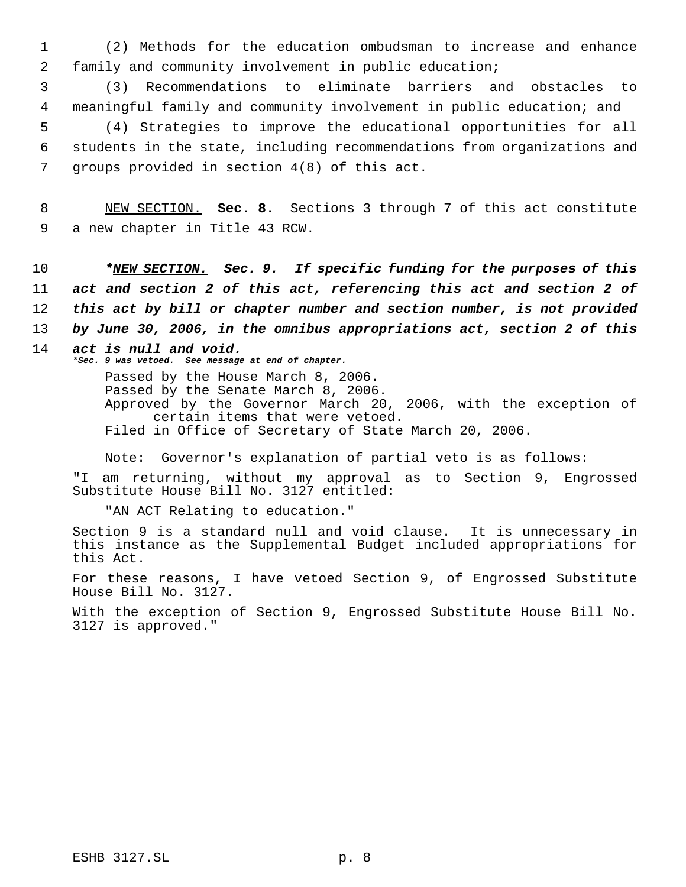(2) Methods for the education ombudsman to increase and enhance family and community involvement in public education;

(3) Recommendations to eliminate barriers and obstacles to meaningful family and community involvement in public education; and

(4) Strategies to improve the educational opportunities for all students in the state, including recommendations from organizations and groups provided in section 4(8) of this act.

NEW SECTION. **Sec. 8.** Sections 3 through 7 of this act constitute a new chapter in Title 43 RCW.

***NEW SECTION. Sec. 9. If specific funding for the purposes of this act and section 2 of this act, referencing this act and section 2 of this act by bill or chapter number and section number, is not provided by June 30, 2006, in the omnibus appropriations act, section 2 of this act is null and void.***

****Sec. 9 was vetoed. See message at end of chapter.***

Passed by the House March 8, 2006.
Passed by the Senate March 8, 2006.
Approved by the Governor March 20, 2006, with the exception of certain items that were vetoed.
Filed in Office of Secretary of State March 20, 2006.

Note: Governor's explanation of partial veto is as follows:

"I am returning, without my approval as to Section 9, Engrossed Substitute House Bill No. 3127 entitled:

"AN ACT Relating to education."

Section 9 is a standard null and void clause. It is unnecessary in this instance as the Supplemental Budget included appropriations for this Act.

For these reasons, I have vetoed Section 9, of Engrossed Substitute House Bill No. 3127.

With the exception of Section 9, Engrossed Substitute House Bill No. 3127 is approved."